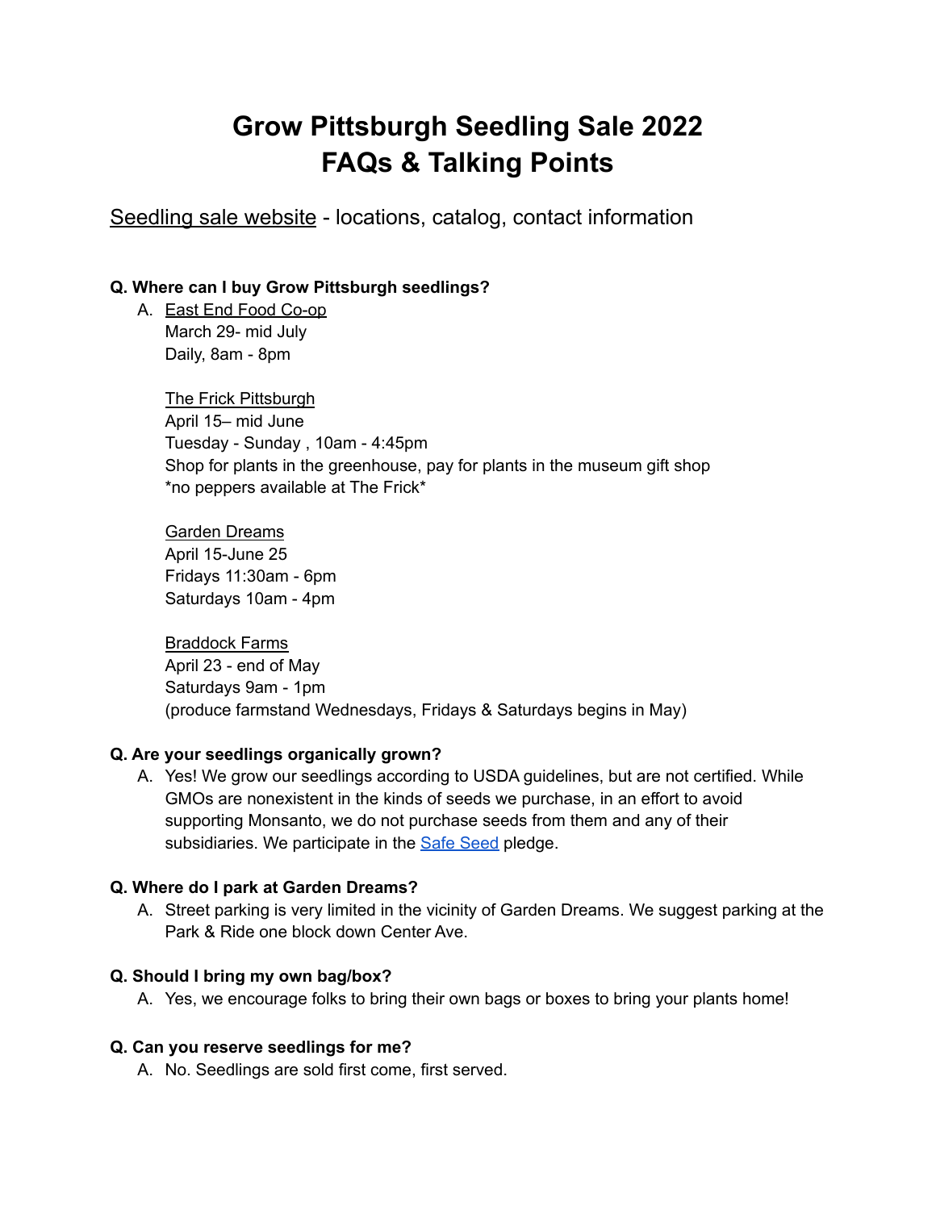# Grow Pittsburgh Seedling Sale 2022
# FAQs & Talking Points

Seedling sale website - locations, catalog, contact information

**Q. Where can I buy Grow Pittsburgh seedlings?**

A. East End Food Co-op
March 29- mid July
Daily, 8am - 8pm

The Frick Pittsburgh
April 15– mid June
Tuesday - Sunday , 10am - 4:45pm
Shop for plants in the greenhouse, pay for plants in the museum gift shop
*no peppers available at The Frick*

Garden Dreams
April 15-June 25
Fridays 11:30am - 6pm
Saturdays 10am - 4pm

Braddock Farms
April 23 - end of May
Saturdays 9am - 1pm
(produce farmstand Wednesdays, Fridays & Saturdays begins in May)

**Q. Are your seedlings organically grown?**

A. Yes! We grow our seedlings according to USDA guidelines, but are not certified. While GMOs are nonexistent in the kinds of seeds we purchase, in an effort to avoid supporting Monsanto, we do not purchase seeds from them and any of their subsidiaries. We participate in the Safe Seed pledge.

**Q. Where do I park at Garden Dreams?**

A. Street parking is very limited in the vicinity of Garden Dreams. We suggest parking at the Park & Ride one block down Center Ave.

**Q. Should I bring my own bag/box?**

A. Yes, we encourage folks to bring their own bags or boxes to bring your plants home!

**Q. Can you reserve seedlings for me?**

A. No. Seedlings are sold first come, first served.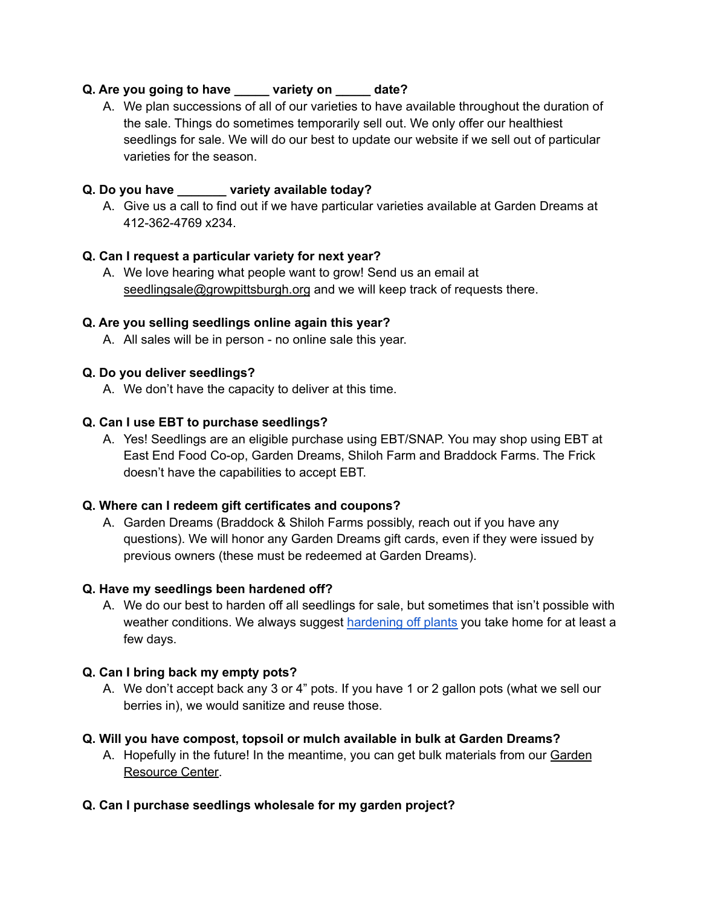**Q. Are you going to have _____ variety on _____ date?**

A. We plan successions of all of our varieties to have available throughout the duration of the sale. Things do sometimes temporarily sell out. We only offer our healthiest seedlings for sale. We will do our best to update our website if we sell out of particular varieties for the season.

**Q. Do you have _______ variety available today?**

A. Give us a call to find out if we have particular varieties available at Garden Dreams at 412-362-4769 x234.

**Q. Can I request a particular variety for next year?**

A. We love hearing what people want to grow! Send us an email at seedlingsale@growpittsburgh.org and we will keep track of requests there.

**Q. Are you selling seedlings online again this year?**

A. All sales will be in person - no online sale this year.

**Q. Do you deliver seedlings?**

A. We don't have the capacity to deliver at this time.

**Q. Can I use EBT to purchase seedlings?**

A. Yes! Seedlings are an eligible purchase using EBT/SNAP. You may shop using EBT at East End Food Co-op, Garden Dreams, Shiloh Farm and Braddock Farms. The Frick doesn't have the capabilities to accept EBT.

**Q. Where can I redeem gift certificates and coupons?**

A. Garden Dreams (Braddock & Shiloh Farms possibly, reach out if you have any questions). We will honor any Garden Dreams gift cards, even if they were issued by previous owners (these must be redeemed at Garden Dreams).

**Q. Have my seedlings been hardened off?**

A. We do our best to harden off all seedlings for sale, but sometimes that isn't possible with weather conditions. We always suggest hardening off plants you take home for at least a few days.

**Q. Can I bring back my empty pots?**

A. We don't accept back any 3 or 4" pots. If you have 1 or 2 gallon pots (what we sell our berries in), we would sanitize and reuse those.

**Q. Will you have compost, topsoil or mulch available in bulk at Garden Dreams?**

A. Hopefully in the future! In the meantime, you can get bulk materials from our Garden Resource Center.

**Q. Can I purchase seedlings wholesale for my garden project?**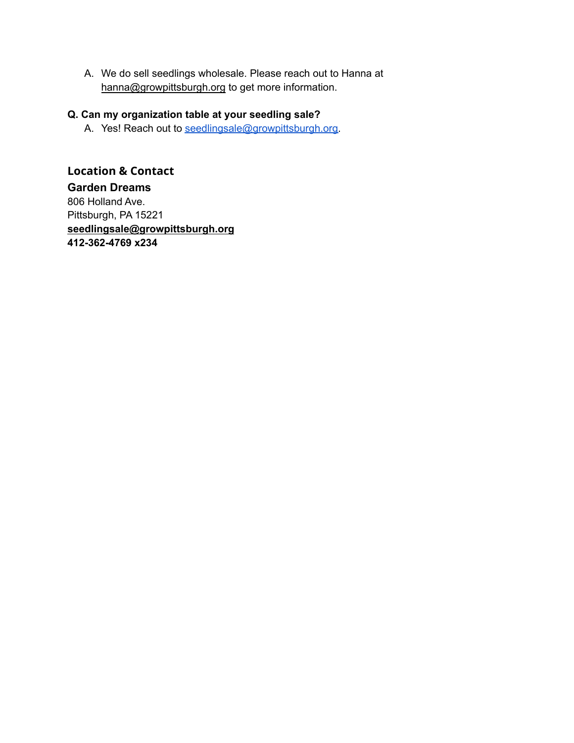A. We do sell seedlings wholesale. Please reach out to Hanna at hanna@growpittsburgh.org to get more information.

**Q. Can my organization table at your seedling sale?**

A. Yes! Reach out to seedlingsale@growpittsburgh.org.

## Location & Contact

### Garden Dreams

806 Holland Ave.
Pittsburgh, PA 15221
**seedlingsale@growpittsburgh.org**
**412-362-4769 x234**